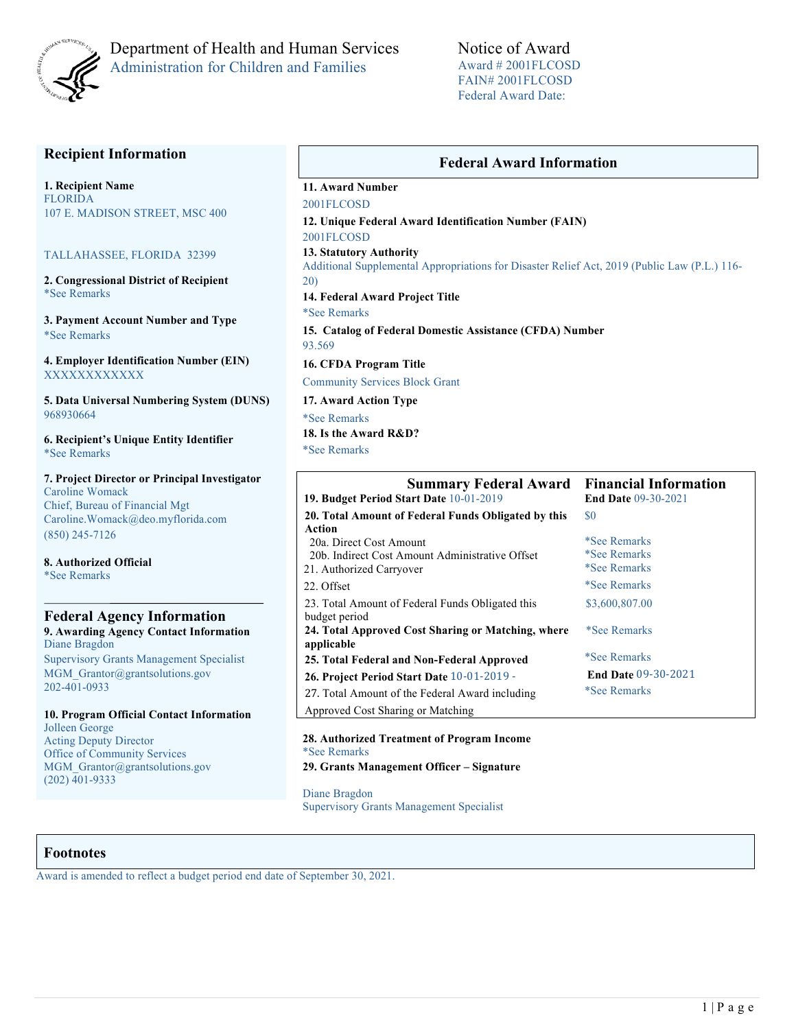Department of Health and Human Services
Administration for Children and Families

# Notice of Award

Award # 2001FLCOSD
FAIN# 2001FLCOSD
Federal Award Date:

## Recipient Information

**1. Recipient Name**
FLORIDA
107 E. MADISON STREET, MSC 400

TALLAHASSEE, FLORIDA 32399

**2. Congressional District of Recipient**
*See Remarks

**3. Payment Account Number and Type**
*See Remarks

**4. Employer Identification Number (EIN)**
XXXXXXXXXXXX

**5. Data Universal Numbering System (DUNS)**
968930664

**6. Recipient's Unique Entity Identifier**
*See Remarks

**7. Project Director or Principal Investigator**
Caroline Womack
Chief, Bureau of Financial Mgt
Caroline.Womack@deo.myflorida.com
(850) 245-7126

**8. Authorized Official**
*See Remarks

## Federal Agency Information

**9. Awarding Agency Contact Information**
Diane Bragdon
Supervisory Grants Management Specialist
MGM_Grantor@grantsolutions.gov
202-401-0933

**10. Program Official Contact Information**
Jolleen George
Acting Deputy Director
Office of Community Services
MGM_Grantor@grantsolutions.gov
(202) 401-9333

## Federal Award Information

**11. Award Number**
2001FLCOSD

**12. Unique Federal Award Identification Number (FAIN)**
2001FLCOSD

**13. Statutory Authority**
Additional Supplemental Appropriations for Disaster Relief Act, 2019 (Public Law (P.L.) 116-20)

**14. Federal Award Project Title**
*See Remarks

**15. Catalog of Federal Domestic Assistance (CFDA) Number**
93.569

**16. CFDA Program Title**
Community Services Block Grant

**17. Award Action Type**
*See Remarks

**18. Is the Award R&D?**
*See Remarks

## Summary Federal Award Financial Information

| | |
|---|---|
| **19. Budget Period Start Date** 10-01-2019 | **End Date** 09-30-2021 |
| **20. Total Amount of Federal Funds Obligated by this Action** | $0 |
| 20a. Direct Cost Amount | *See Remarks |
| 20b. Indirect Cost Amount Administrative Offset | *See Remarks |
| 21. Authorized Carryover | *See Remarks |
| 22. Offset | *See Remarks |
| 23. Total Amount of Federal Funds Obligated this budget period | $3,600,807.00 |
| **24. Total Approved Cost Sharing or Matching, where applicable** | *See Remarks |
| **25. Total Federal and Non-Federal Approved** | *See Remarks |
| **26. Project Period Start Date** 10-01-2019 - | **End Date** 09-30-2021 |
| 27. Total Amount of the Federal Award including Approved Cost Sharing or Matching | *See Remarks |

**28. Authorized Treatment of Program Income**
*See Remarks

**29. Grants Management Officer – Signature**

Diane Bragdon
Supervisory Grants Management Specialist

## Footnotes

Award is amended to reflect a budget period end date of September 30, 2021.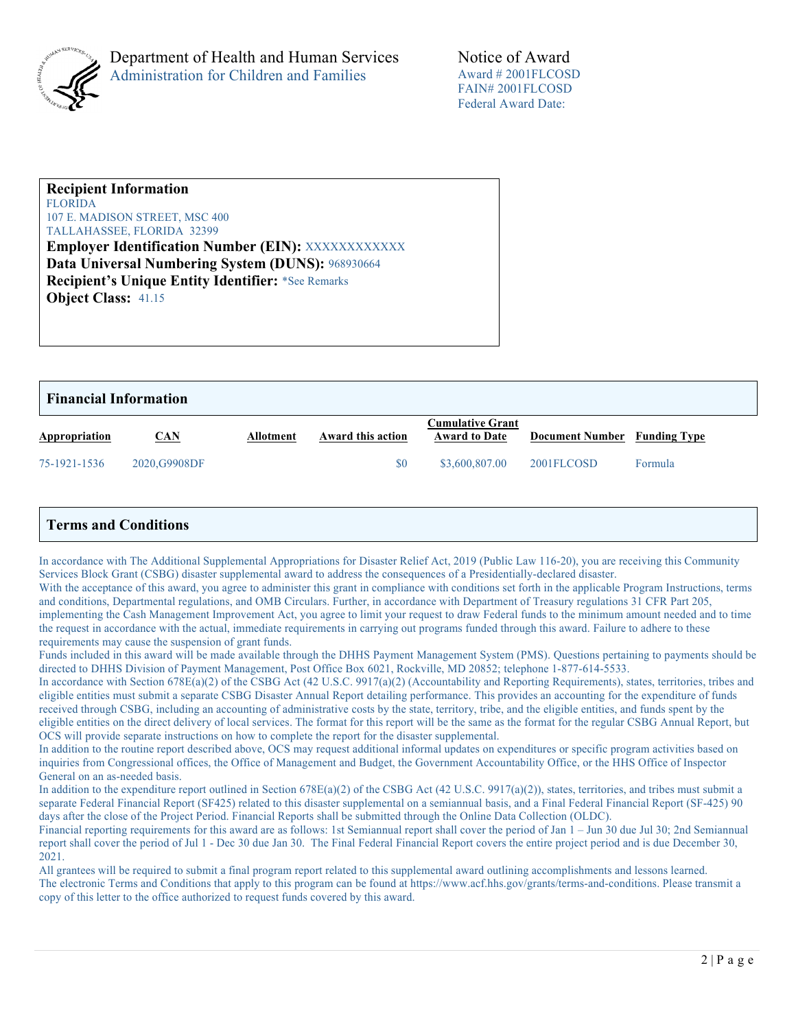Department of Health and Human Services
Administration for Children and Families

**Notice of Award**
Award # 2001FLCOSD
FAIN# 2001FLCOSD
Federal Award Date:

## Recipient Information

FLORIDA
107 E. MADISON STREET, MSC 400
TALLAHASSEE, FLORIDA 32399

**Employer Identification Number (EIN):** XXXXXXXXXXXX
**Data Universal Numbering System (DUNS):** 968930664
**Recipient's Unique Entity Identifier:** *See Remarks
**Object Class:** 41.15

## Financial Information

| Appropriation | CAN | Allotment | Award this action | Cumulative Grant Award to Date | Document Number | Funding Type |
|---|---|---|---|---|---|---|
| 75-1921-1536 | 2020,G9908DF | | $0 | $3,600,807.00 | 2001FLCOSD | Formula |

## Terms and Conditions

In accordance with The Additional Supplemental Appropriations for Disaster Relief Act, 2019 (Public Law 116-20), you are receiving this Community Services Block Grant (CSBG) disaster supplemental award to address the consequences of a Presidentially-declared disaster.

With the acceptance of this award, you agree to administer this grant in compliance with conditions set forth in the applicable Program Instructions, terms and conditions, Departmental regulations, and OMB Circulars. Further, in accordance with Department of Treasury regulations 31 CFR Part 205, implementing the Cash Management Improvement Act, you agree to limit your request to draw Federal funds to the minimum amount needed and to time the request in accordance with the actual, immediate requirements in carrying out programs funded through this award. Failure to adhere to these requirements may cause the suspension of grant funds.

Funds included in this award will be made available through the DHHS Payment Management System (PMS). Questions pertaining to payments should be directed to DHHS Division of Payment Management, Post Office Box 6021, Rockville, MD 20852; telephone 1-877-614-5533.

In accordance with Section 678E(a)(2) of the CSBG Act (42 U.S.C. 9917(a)(2) (Accountability and Reporting Requirements), states, territories, tribes and eligible entities must submit a separate CSBG Disaster Annual Report detailing performance. This provides an accounting for the expenditure of funds received through CSBG, including an accounting of administrative costs by the state, territory, tribe, and the eligible entities, and funds spent by the eligible entities on the direct delivery of local services. The format for this report will be the same as the format for the regular CSBG Annual Report, but OCS will provide separate instructions on how to complete the report for the disaster supplemental.

In addition to the routine report described above, OCS may request additional informal updates on expenditures or specific program activities based on inquiries from Congressional offices, the Office of Management and Budget, the Government Accountability Office, or the HHS Office of Inspector General on an as-needed basis.

In addition to the expenditure report outlined in Section 678E(a)(2) of the CSBG Act (42 U.S.C. 9917(a)(2)), states, territories, and tribes must submit a separate Federal Financial Report (SF425) related to this disaster supplemental on a semiannual basis, and a Final Federal Financial Report (SF-425) 90 days after the close of the Project Period. Financial Reports shall be submitted through the Online Data Collection (OLDC).

Financial reporting requirements for this award are as follows: 1st Semiannual report shall cover the period of Jan 1 – Jun 30 due Jul 30; 2nd Semiannual report shall cover the period of Jul 1 - Dec 30 due Jan 30. The Final Federal Financial Report covers the entire project period and is due December 30, 2021.

All grantees will be required to submit a final program report related to this supplemental award outlining accomplishments and lessons learned.

The electronic Terms and Conditions that apply to this program can be found at https://www.acf.hhs.gov/grants/terms-and-conditions. Please transmit a copy of this letter to the office authorized to request funds covered by this award.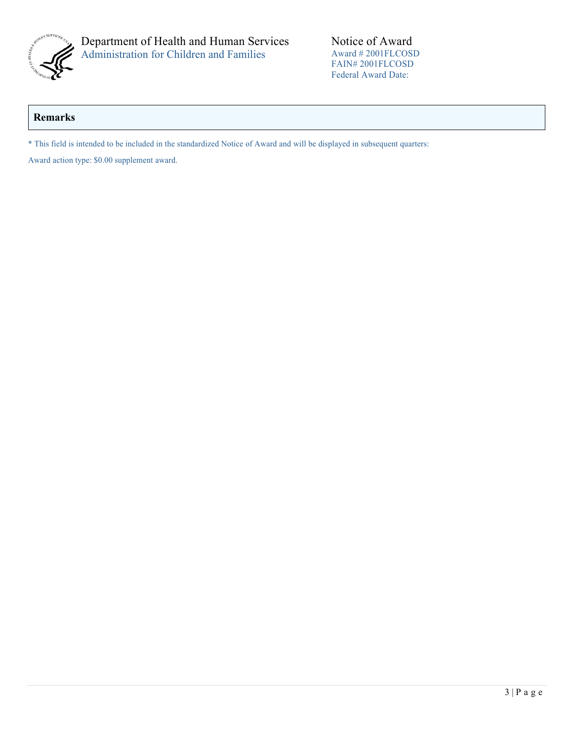Department of Health and Human Services
Administration for Children and Families

Notice of Award
Award # 2001FLCOSD
FAIN# 2001FLCOSD
Federal Award Date:

## Remarks

* This field is intended to be included in the standardized Notice of Award and will be displayed in subsequent quarters:

Award action type: $0.00 supplement award.